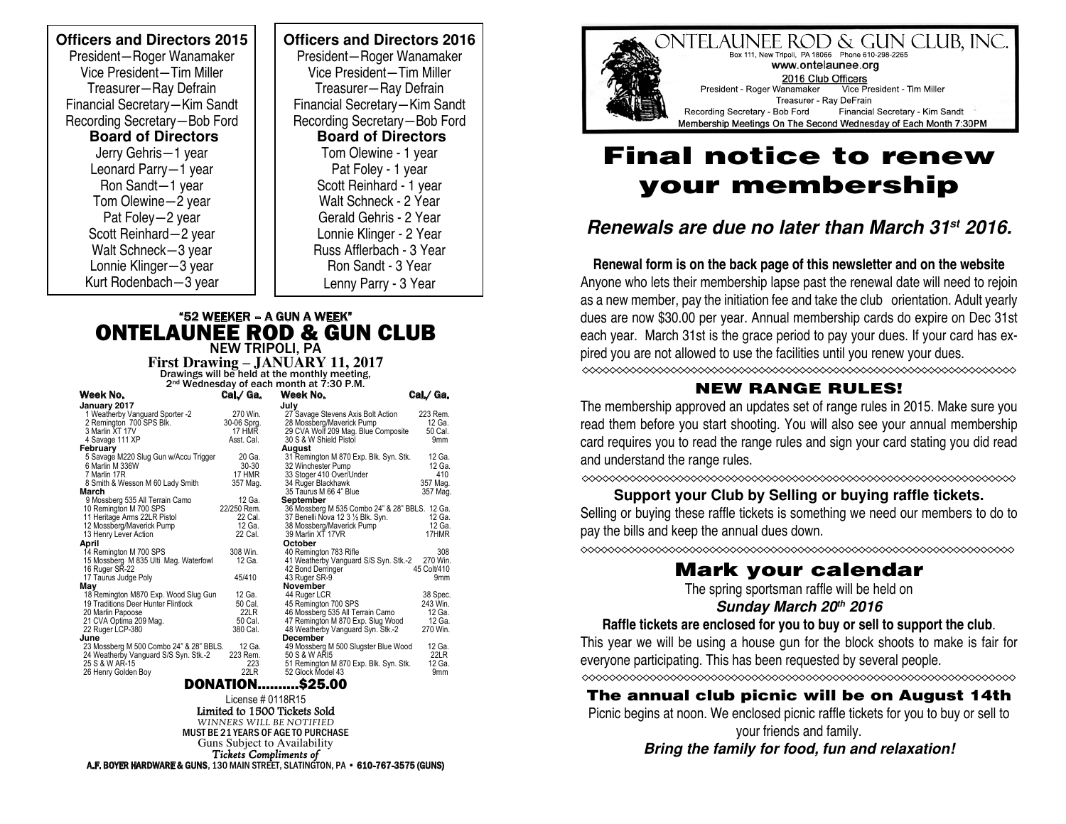## Officers and Directors 2015

President—Roger Wanamaker
Vice President—Tim Miller
Treasurer—Ray Defrain
Financial Secretary—Kim Sandt
Recording Secretary—Bob Ford

**Board of Directors**

Jerry Gehris—1 year
Leonard Parry—1 year
Ron Sandt—1 year
Tom Olewine—2 year
Pat Foley—2 year
Scott Reinhard—2 year
Walt Schneck—3 year
Lonnie Klinger—3 year
Kurt Rodenbach—3 year

## Officers and Directors 2016

President—Roger Wanamaker
Vice President—Tim Miller
Treasurer—Ray Defrain
Financial Secretary—Kim Sandt
Recording Secretary—Bob Ford

**Board of Directors**

Tom Olewine - 1 year
Pat Foley - 1 year
Scott Reinhard - 1 year
Walt Schneck - 2 Year
Gerald Gehris - 2 Year
Lonnie Klinger - 2 Year
Russ Afflerbach - 3 Year
Ron Sandt - 3 Year
Lenny Parry - 3 Year

## "52 WEEKER – A GUN A WEEK"
# ONTELAUNEE ROD & GUN CLUB
**NEW TRIPOLI, PA**

**First Drawing – JANUARY 11, 2017**

Drawings will be held at the monthly meeting, 2nd Wednesday of each month at 7:30 P.M.

| Week No. | Cal./ Ga. | Week No. | Cal./ Ga. |
|---|---|---|---|
| **January 2017** | | **July** | |
| 1 Weatherby Vanguard Sporter -2 | 270 Win. | 27 Savage Stevens Axis Bolt Action | 223 Rem. |
| 2 Remington 700 SPS Blk. | 30-06 Sprg. | 28 Mossberg/Maverick Pump | 12 Ga. |
| 3 Marlin XT 17V | 17 HMR | 29 CVA Wolf 209 Mag. Blue Composite | 50 Cal. |
| 4 Savage 111 XP | Asst. Cal. | 30 S & W Shield Pistol | 9mm |
| **February** | | **August** | |
| 5 Savage M220 Slug Gun w/Accu Trigger | 20 Ga. | 31 Remington M 870 Exp. Blk. Syn. Stk. | 12 Ga. |
| 6 Marlin M 336W | 30-30 | 32 Winchester Pump | 12 Ga. |
| 7 Marlin 17R | 17 HMR | 33 Stoger 410 Over/Under | 410 |
| 8 Smith & Wesson M 60 Lady Smith | 357 Mag. | 34 Ruger Blackhawk | 357 Mag. |
| **March** | | 35 Taurus M 66 4" Blue | 357 Mag. |
| 9 Mossberg 535 All Terrain Camo | 12 Ga. | **September** | |
| 10 Remington M 700 SPS | 22/250 Rem. | 36 Mossberg M 535 Combo 24" & 28" BBLS. | 12 Ga. |
| 11 Heritage Arms 22LR Pistol | 22 Cal. | 37 Benelli Nova 12 3 ½ Blk. Syn. | 12 Ga. |
| 12 Mossberg/Maverick Pump | 12 Ga. | 38 Mossberg/Maverick Pump | 12 Ga. |
| 13 Henry Lever Action | 22 Cal. | 39 Marlin XT 17VR | 17HMR |
| **April** | | **October** | |
| 14 Remington M 700 SPS | 308 Win. | 40 Remington 783 Rifle | 308 |
| 15 Mossberg M 835 Ulti Mag. Waterfowl | 12 Ga. | 41 Weatherby Vanguard S/S Syn. Stk.-2 | 270 Win. |
| 16 Ruger SR-22 | | 42 Bond Derringer | 45 Colt/410 |
| 17 Taurus Judge Poly | 45/410 | 43 Ruger SR-9 | 9mm |
| **May** | | **November** | |
| 18 Remington M870 Exp. Wood Slug Gun | 12 Ga. | 44 Ruger LCR | 38 Spec. |
| 19 Traditions Deer Hunter Flintlock | 50 Cal. | 45 Remington 700 SPS | 243 Win. |
| 20 Marlin Papoose | 22LR | 46 Mossberg 535 All Terrain Camo | 12 Ga. |
| 21 CVA Optima 209 Mag. | 50 Cal. | 47 Remington M 870 Exp. Slug Wood | 12 Ga. |
| 22 Ruger LCP-380 | 380 Cal. | 48 Weatherby Vanguard Syn. Stk.-2 | 270 Win. |
| **June** | | **December** | |
| 23 Mossberg M 500 Combo 24" & 28" BBLS. | 12 Ga. | 49 Mossberg M 500 Slugster Blue Wood | 12 Ga. |
| 24 Weatherby Vanguard S/S Syn. Stk.-2 | 223 Rem. | 50 S & W ARI5 | 22LR |
| 25 S & W AR-15 | 223 | 51 Remington M 870 Exp. Blk. Syn. Stk. | 12 Ga. |
| 26 Henry Golden Boy | 22LR | 52 Glock Model 43 | 9mm |

**DONATION..........$25.00**

License # 0118R15
Limited to 1500 Tickets Sold
*WINNERS WILL BE NOTIFIED*
MUST BE 21 YEARS OF AGE TO PURCHASE
Guns Subject to Availability
*Tickets Compliments of*
**A.F. BOYER HARDWARE & GUNS**, 130 MAIN STREET, SLATINGTON, PA • **610-767-3575 (GUNS)**

---

ONTELAUNEE ROD & GUN CLUB, INC.
Box 111, New Tripoli, PA 18066 Phone 610-298-2265
www.ontelaunee.org

2016 Club Officers
President - Roger Wanamaker Vice President - Tim Miller
Treasurer - Ray DeFrain
Recording Secretary - Bob Ford Financial Secretary - Kim Sandt
Membership Meetings On The Second Wednesday of Each Month 7:30PM

# Final notice to renew your membership

## *Renewals are due no later than March 31st 2016.*

**Renewal form is on the back page of this newsletter and on the website**
Anyone who lets their membership lapse past the renewal date will need to rejoin as a new member, pay the initiation fee and take the club orientation. Adult yearly dues are now $30.00 per year. Annual membership cards do expire on Dec 31st each year. March 31st is the grace period to pay your dues. If your card has expired you are not allowed to use the facilities until you renew your dues.

## NEW RANGE RULES!

The membership approved an updates set of range rules in 2015. Make sure you read them before you start shooting. You will also see your annual membership card requires you to read the range rules and sign your card stating you did read and understand the range rules.

### Support your Club by Selling or buying raffle tickets.

Selling or buying these raffle tickets is something we need our members to do to pay the bills and keep the annual dues down.

## Mark your calendar

The spring sportsman raffle will be held on
***Sunday March 20th 2016***

**Raffle tickets are enclosed for you to buy or sell to support the club**.
This year we will be using a house gun for the block shoots to make is fair for everyone participating. This has been requested by several people.

## The annual club picnic will be on August 14th

Picnic begins at noon. We enclosed picnic raffle tickets for you to buy or sell to your friends and family.

***Bring the family for food, fun and relaxation!***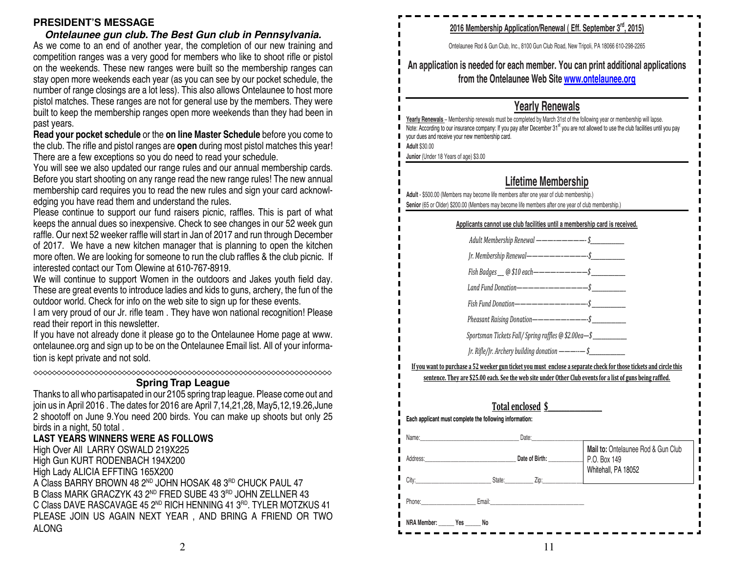## PRESIDENT'S MESSAGE

***Ontelaunee gun club. The Best Gun club in Pennsylvania.***

As we come to an end of another year, the completion of our new training and competition ranges was a very good for members who like to shoot rifle or pistol on the weekends. These new ranges were built so the membership ranges can stay open more weekends each year (as you can see by our pocket schedule, the number of range closings are a lot less). This also allows Ontelaunee to host more pistol matches. These ranges are not for general use by the members. They were built to keep the membership ranges open more weekends than they had been in past years.

**Read your pocket schedule** or the **on line Master Schedule** before you come to the club. The rifle and pistol ranges are **open** during most pistol matches this year! There are a few exceptions so you do need to read your schedule.

You will see we also updated our range rules and our annual membership cards. Before you start shooting on any range read the new range rules! The new annual membership card requires you to read the new rules and sign your card acknowledging you have read them and understand the rules.

Please continue to support our fund raisers picnic, raffles. This is part of what keeps the annual dues so inexpensive. Check to see changes in our 52 week gun raffle. Our next 52 weeker raffle will start in Jan of 2017 and run through December of 2017. We have a new kitchen manager that is planning to open the kitchen more often. We are looking for someone to run the club raffles & the club picnic. If interested contact our Tom Olewine at 610-767-8919.

We will continue to support Women in the outdoors and Jakes youth field day. These are great events to introduce ladies and kids to guns, archery, the fun of the outdoor world. Check for info on the web site to sign up for these events.

I am very proud of our Jr. rifle team . They have won national recognition! Please read their report in this newsletter.

If you have not already done it please go to the Ontelaunee Home page at www.ontelaunee.org and sign up to be on the Ontelaunee Email list. All of your information is kept private and not sold.

## Spring Trap League

Thanks to all who partisapated in our 2105 spring trap league. Please come out and join us in April 2016 . The dates for 2016 are April 7,14,21,28, May5,12,19.26,June 2 shootoff on June 9.You need 200 birds. You can make up shoots but only 25 birds in a night, 50 total .

**LAST YEARS WINNERS WERE AS FOLLOWS**

High Over All LARRY OSWALD 219X225
High Gun KURT RODENBACH 194X200
High Lady ALICIA EFFTING 165X200
A Class BARRY BROWN 48 2ND JOHN HOSAK 48 3RD CHUCK PAUL 47
B Class MARK GRACZYK 43 2ND FRED SUBE 43 3RD JOHN ZELLNER 43
C Class DAVE RASCAVAGE 45 2ND RICH HENNING 41 3RD. TYLER MOTZKUS 41

PLEASE JOIN US AGAIN NEXT YEAR , AND BRING A FRIEND OR TWO ALONG

---

**2016 Membership Application/Renewal ( Eff. September 3rd, 2015)**

Ontelaunee Rod & Gun Club, Inc., 8100 Gun Club Road, New Tripoli, PA 18066 610-298-2265

**An application is needed for each member. You can print additional applications from the Ontelaunee Web Site www.ontelaunee.org**

## Yearly Renewals

**Yearly Renewals** – Membership renewals must be completed by March 31st of the following year or membership will lapse.
Note: According to our insurance company: If you pay after December 31st you are not allowed to use the club facilities until you pay your dues and receive your new membership card.

**Adult** $30.00

**Junior** (Under 18 Years of age) $3.00

## Lifetime Membership

**Adult** - $500.00 (Members may become life members after one year of club membership.)

**Senior** (65 or Older) $200.00 (Members may become life members after one year of club membership.)

**Applicants cannot use club facilities until a membership card is received.**

*Adult Membership Renewal ————————- $\_\_\_\_\_\_\_\_\_*

*Jr. Membership Renewal——————————-$\_\_\_\_\_\_\_\_\_*

*Fish Badges \_\_ @ $10 each——————————$\_\_\_\_\_\_\_\_\_*

*Land Fund Donation———————————$\_\_\_\_\_\_\_\_\_*

*Fish Fund Donation——————————-$\_\_\_\_\_\_\_\_\_*

*Pheasant Raising Donation——————————-$\_\_\_\_\_\_\_\_\_*

*Sportsman Tickets Fall/ Spring raffles @ $2.00ea—$\_\_\_\_\_\_\_\_\_*

*Jr. Rifle/Jr. Archery building donation ———-— $\_\_\_\_\_\_\_\_\_*

**If you want to purchase a 52 weeker gun ticket you must enclose a separate check for those tickets and circle this sentence. They are $25.00 each. See the web site under Other Club events for a list of guns being raffled.**

**Total enclosed $\_\_\_\_\_\_\_\_\_\_\_\_**

**Each applicant must complete the following information:**

Name:\_\_\_\_\_\_\_\_\_\_\_\_\_\_\_\_\_\_\_\_ Date:\_\_\_\_\_\_\_\_\_\_

Address:\_\_\_\_\_\_\_\_\_\_\_\_\_\_\_\_\_\_\_\_ **Date of Birth:** \_\_\_\_\_\_\_\_\_\_

City:\_\_\_\_\_\_\_\_\_\_\_\_\_\_\_\_ State:\_\_\_\_\_\_ Zip:\_\_\_\_\_\_\_\_

Phone:\_\_\_\_\_\_\_\_\_\_\_\_ Email:\_\_\_\_\_\_\_\_\_\_\_\_\_\_\_\_\_\_\_\_

**NRA Member:** \_\_\_\_\_ **Yes** \_\_\_\_\_ **No**

**Mail to:** Ontelaunee Rod & Gun Club
P.O. Box 149
Whitehall, PA 18052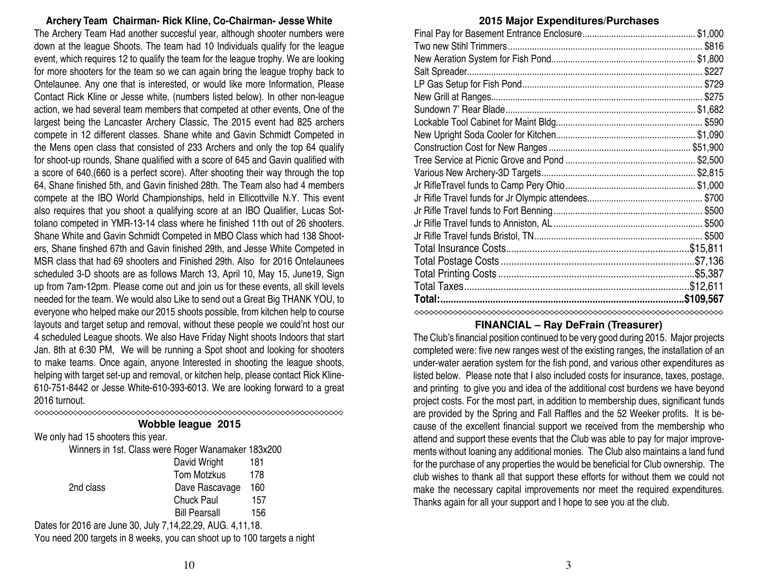## Archery Team Chairman- Rick Kline, Co-Chairman- Jesse White

The Archery Team Had another succesful year, although shooter numbers were down at the league Shoots. The team had 10 Individuals qualify for the league event, which requires 12 to qualify the team for the league trophy. We are looking for more shooters for the team so we can again bring the league trophy back to Ontelaunee. Any one that is interested, or would like more Information, Please Contact Rick Kline or Jesse white, (numbers listed below). In other non-league action, we had several team members that competed at other events, One of the largest being the Lancaster Archery Classic, The 2015 event had 825 archers compete in 12 different classes. Shane white and Gavin Schmidt Competed in the Mens open class that consisted of 233 Archers and only the top 64 qualify for shoot-up rounds, Shane qualified with a score of 645 and Gavin qualified with a score of 640,(660 is a perfect score). After shooting their way through the top 64, Shane finished 5th, and Gavin finished 28th. The Team also had 4 members compete at the IBO World Championships, held in Ellicottville N.Y. This event also requires that you shoot a qualifying score at an IBO Qualifier, Lucas Sottolano competed in YMR-13-14 class where he finished 11th out of 26 shooters. Shane White and Gavin Schmidt Competed in MBO Class which had 138 Shooters, Shane finshed 67th and Gavin finished 29th, and Jesse White Competed in MSR class that had 69 shooters and Finished 29th. Also for 2016 Ontelaunees scheduled 3-D shoots are as follows March 13, April 10, May 15, June19, Sign up from 7am-12pm. Please come out and join us for these events, all skill levels needed for the team. We would also Like to send out a Great Big THANK YOU, to everyone who helped make our 2015 shoots possible, from kitchen help to course layouts and target setup and removal, without these people we could'nt host our 4 scheduled League shoots. We also Have Friday Night shoots Indoors that start Jan. 8th at 6:30 PM, We will be running a Spot shoot and looking for shooters to make teams. Once again, anyone Interested in shooting the league shoots, helping with target set-up and removal, or kitchen help, please contact Rick Kline-610-751-8442 or Jesse White-610-393-6013. We are looking forward to a great 2016 turnout.

## Wobble league 2015

We only had 15 shooters this year.

| | | |
|---|---|---|
| Winners in 1st. Class were | Roger Wanamaker | 183x200 |
| | David Wright | 181 |
| | Tom Motzkus | 178 |
| 2nd class | Dave Rascavage | 160 |
| | Chuck Paul | 157 |
| | Bill Pearsall | 156 |

Dates for 2016 are June 30, July 7,14,22,29, AUG. 4,11,18.

You need 200 targets in 8 weeks, you can shoot up to 100 targets a night

## 2015 Major Expenditures/Purchases

| Item | Cost |
|---|---|
| Final Pay for Basement Entrance Enclosure | $1,000 |
| Two new Stihl Trimmers | $816 |
| New Aeration System for Fish Pond | $1,800 |
| Salt Spreader | $227 |
| LP Gas Setup for Fish Pond | $729 |
| New Grill at Ranges | $275 |
| Sundown 7' Rear Blade | $1,682 |
| Lockable Tool Cabinet for Maint Bldg | $590 |
| New Upright Soda Cooler for Kitchen | $1,090 |
| Construction Cost for New Ranges | $51,900 |
| Tree Service at Picnic Grove and Pond | $2,500 |
| Various New Archery-3D Targets | $2,815 |
| Jr RifleTravel funds to Camp Pery Ohio | $1,000 |
| Jr Rifle Travel funds for Jr Olympic attendees | $700 |
| Jr Rifle Travel funds to Fort Benning | $500 |
| Jr Rifle Travel funds to Anniston, AL | $500 |
| Jr Rifle Travel funds Bristol, TN | $500 |
| Total Insurance Costs | $15,811 |
| Total Postage Costs | $7,136 |
| Total Printing Costs | $5,387 |
| Total Taxes | $12,611 |
| **Total:** | **$109,567** |

## FINANCIAL – Ray DeFrain (Treasurer)

The Club's financial position continued to be very good during 2015. Major projects completed were: five new ranges west of the existing ranges, the installation of an under-water aeration system for the fish pond, and various other expenditures as listed below. Please note that I also included costs for insurance, taxes, postage, and printing to give you and idea of the additional cost burdens we have beyond project costs. For the most part, in addition to membership dues, significant funds are provided by the Spring and Fall Raffles and the 52 Weeker profits. It is because of the excellent financial support we received from the membership who attend and support these events that the Club was able to pay for major improvements without loaning any additional monies. The Club also maintains a land fund for the purchase of any properties the would be beneficial for Club ownership. The club wishes to thank all that support these efforts for without them we could not make the necessary capital improvements nor meet the required expenditures. Thanks again for all your support and I hope to see you at the club.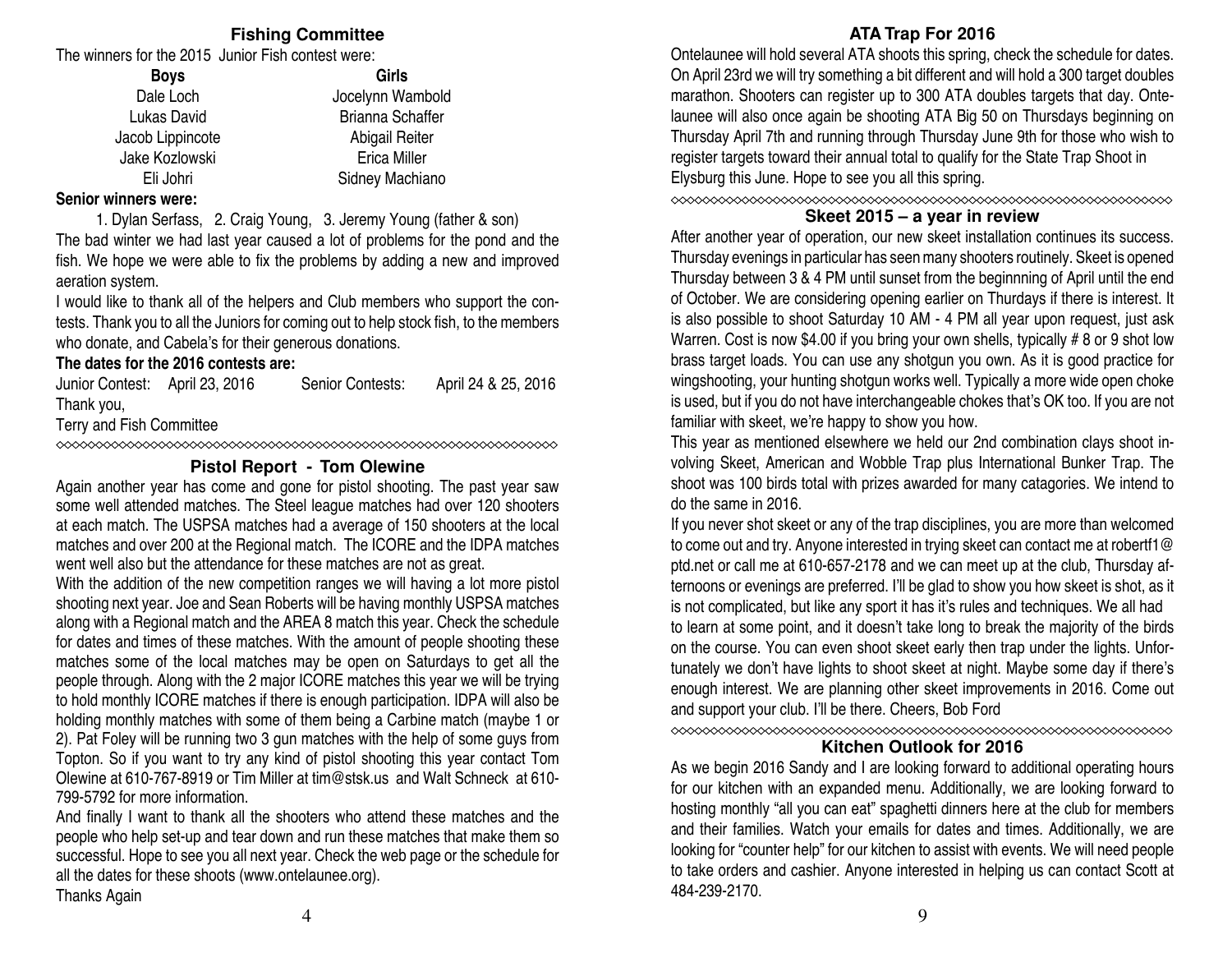## Fishing Committee

The winners for the 2015 Junior Fish contest were:

| Boys | Girls |
|---|---|
| Dale Loch | Jocelynn Wambold |
| Lukas David | Brianna Schaffer |
| Jacob Lippincote | Abigail Reiter |
| Jake Kozlowski | Erica Miller |
| Eli Johri | Sidney Machiano |

**Senior winners were:**

1. Dylan Serfass, 2. Craig Young, 3. Jeremy Young (father & son)

The bad winter we had last year caused a lot of problems for the pond and the fish. We hope we were able to fix the problems by adding a new and improved aeration system.

I would like to thank all of the helpers and Club members who support the contests. Thank you to all the Juniors for coming out to help stock fish, to the members who donate, and Cabela's for their generous donations.

**The dates for the 2016 contests are:**

Junior Contest: April 23, 2016 Senior Contests: April 24 & 25, 2016

Thank you,

Terry and Fish Committee

## Pistol Report - Tom Olewine

Again another year has come and gone for pistol shooting. The past year saw some well attended matches. The Steel league matches had over 120 shooters at each match. The USPSA matches had a average of 150 shooters at the local matches and over 200 at the Regional match. The ICORE and the IDPA matches went well also but the attendance for these matches are not as great.

With the addition of the new competition ranges we will having a lot more pistol shooting next year. Joe and Sean Roberts will be having monthly USPSA matches along with a Regional match and the AREA 8 match this year. Check the schedule for dates and times of these matches. With the amount of people shooting these matches some of the local matches may be open on Saturdays to get all the people through. Along with the 2 major ICORE matches this year we will be trying to hold monthly ICORE matches if there is enough participation. IDPA will also be holding monthly matches with some of them being a Carbine match (maybe 1 or 2). Pat Foley will be running two 3 gun matches with the help of some guys from Topton. So if you want to try any kind of pistol shooting this year contact Tom Olewine at 610-767-8919 or Tim Miller at tim@stsk.us and Walt Schneck at 610-799-5792 for more information.

And finally I want to thank all the shooters who attend these matches and the people who help set-up and tear down and run these matches that make them so successful. Hope to see you all next year. Check the web page or the schedule for all the dates for these shoots (www.ontelaunee.org).

Thanks Again

## ATA Trap For 2016

Ontelaunee will hold several ATA shoots this spring, check the schedule for dates. On April 23rd we will try something a bit different and will hold a 300 target doubles marathon. Shooters can register up to 300 ATA doubles targets that day. Ontelaunee will also once again be shooting ATA Big 50 on Thursdays beginning on Thursday April 7th and running through Thursday June 9th for those who wish to register targets toward their annual total to qualify for the State Trap Shoot in Elysburg this June. Hope to see you all this spring.

## Skeet 2015 – a year in review

After another year of operation, our new skeet installation continues its success. Thursday evenings in particular has seen many shooters routinely. Skeet is opened Thursday between 3 & 4 PM until sunset from the beginnning of April until the end of October. We are considering opening earlier on Thurdays if there is interest. It is also possible to shoot Saturday 10 AM - 4 PM all year upon request, just ask Warren. Cost is now $4.00 if you bring your own shells, typically # 8 or 9 shot low brass target loads. You can use any shotgun you own. As it is good practice for wingshooting, your hunting shotgun works well. Typically a more wide open choke is used, but if you do not have interchangeable chokes that's OK too. If you are not familiar with skeet, we're happy to show you how.

This year as mentioned elsewhere we held our 2nd combination clays shoot involving Skeet, American and Wobble Trap plus International Bunker Trap. The shoot was 100 birds total with prizes awarded for many catagories. We intend to do the same in 2016.

If you never shot skeet or any of the trap disciplines, you are more than welcomed to come out and try. Anyone interested in trying skeet can contact me at robertf1@ptd.net or call me at 610-657-2178 and we can meet up at the club, Thursday afternoons or evenings are preferred. I'll be glad to show you how skeet is shot, as it is not complicated, but like any sport it has it's rules and techniques. We all had to learn at some point, and it doesn't take long to break the majority of the birds on the course. You can even shoot skeet early then trap under the lights. Unfortunately we don't have lights to shoot skeet at night. Maybe some day if there's enough interest. We are planning other skeet improvements in 2016. Come out and support your club. I'll be there. Cheers, Bob Ford

## Kitchen Outlook for 2016

As we begin 2016 Sandy and I are looking forward to additional operating hours for our kitchen with an expanded menu. Additionally, we are looking forward to hosting monthly "all you can eat" spaghetti dinners here at the club for members and their families. Watch your emails for dates and times. Additionally, we are looking for "counter help" for our kitchen to assist with events. We will need people to take orders and cashier. Anyone interested in helping us can contact Scott at 484-239-2170.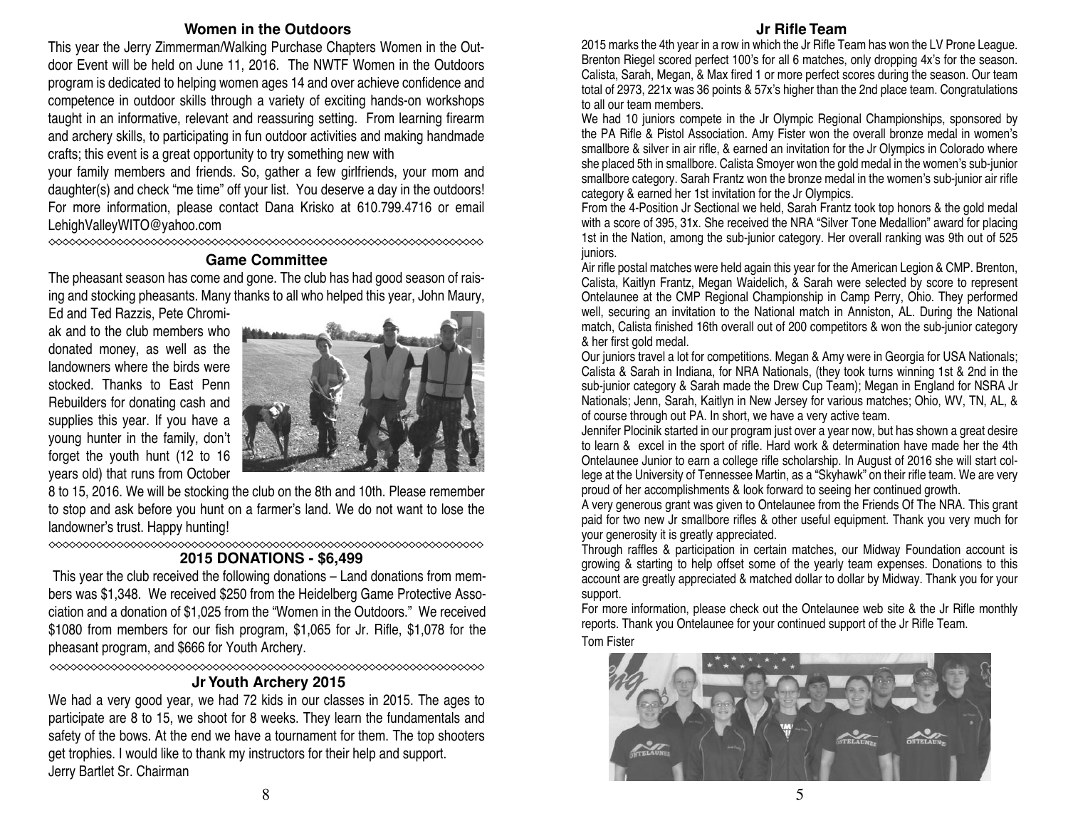## Women in the Outdoors

This year the Jerry Zimmerman/Walking Purchase Chapters Women in the Outdoor Event will be held on June 11, 2016. The NWTF Women in the Outdoors program is dedicated to helping women ages 14 and over achieve confidence and competence in outdoor skills through a variety of exciting hands-on workshops taught in an informative, relevant and reassuring setting. From learning firearm and archery skills, to participating in fun outdoor activities and making handmade crafts; this event is a great opportunity to try something new with your family members and friends. So, gather a few girlfriends, your mom and daughter(s) and check "me time" off your list. You deserve a day in the outdoors! For more information, please contact Dana Krisko at 610.799.4716 or email LehighValleyWITO@yahoo.com

## Game Committee

The pheasant season has come and gone. The club has had good season of raising and stocking pheasants. Many thanks to all who helped this year, John Maury, Ed and Ted Razzis, Pete Chromiak and to the club members who donated money, as well as the landowners where the birds were stocked. Thanks to East Penn Rebuilders for donating cash and supplies this year. If you have a young hunter in the family, don't forget the youth hunt (12 to 16 years old) that runs from October 8 to 15, 2016. We will be stocking the club on the 8th and 10th. Please remember to stop and ask before you hunt on a farmer's land. We do not want to lose the landowner's trust. Happy hunting!

## 2015 DONATIONS - $6,499

This year the club received the following donations – Land donations from members was $1,348. We received $250 from the Heidelberg Game Protective Association and a donation of $1,025 from the "Women in the Outdoors." We received $1080 from members for our fish program, $1,065 for Jr. Rifle, $1,078 for the pheasant program, and $666 for Youth Archery.

## Jr Youth Archery 2015

We had a very good year, we had 72 kids in our classes in 2015. The ages to participate are 8 to 15, we shoot for 8 weeks. They learn the fundamentals and safety of the bows. At the end we have a tournament for them. The top shooters get trophies. I would like to thank my instructors for their help and support.
Jerry Bartlet Sr. Chairman

## Jr Rifle Team

2015 marks the 4th year in a row in which the Jr Rifle Team has won the LV Prone League. Brenton Riegel scored perfect 100's for all 6 matches, only dropping 4x's for the season. Calista, Sarah, Megan, & Max fired 1 or more perfect scores during the season. Our team total of 2973, 221x was 36 points & 57x's higher than the 2nd place team. Congratulations to all our team members.

We had 10 juniors compete in the Jr Olympic Regional Championships, sponsored by the PA Rifle & Pistol Association. Amy Fister won the overall bronze medal in women's smallbore & silver in air rifle, & earned an invitation for the Jr Olympics in Colorado where she placed 5th in smallbore. Calista Smoyer won the gold medal in the women's sub-junior smallbore category. Sarah Frantz won the bronze medal in the women's sub-junior air rifle category & earned her 1st invitation for the Jr Olympics.

From the 4-Position Jr Sectional we held, Sarah Frantz took top honors & the gold medal with a score of 395, 31x. She received the NRA "Silver Tone Medallion" award for placing 1st in the Nation, among the sub-junior category. Her overall ranking was 9th out of 525 juniors.

Air rifle postal matches were held again this year for the American Legion & CMP. Brenton, Calista, Kaitlyn Frantz, Megan Waidelich, & Sarah were selected by score to represent Ontelaunee at the CMP Regional Championship in Camp Perry, Ohio. They performed well, securing an invitation to the National match in Anniston, AL. During the National match, Calista finished 16th overall out of 200 competitors & won the sub-junior category & her first gold medal.

Our juniors travel a lot for competitions. Megan & Amy were in Georgia for USA Nationals; Calista & Sarah in Indiana, for NRA Nationals, (they took turns winning 1st & 2nd in the sub-junior category & Sarah made the Drew Cup Team); Megan in England for NSRA Jr Nationals; Jenn, Sarah, Kaitlyn in New Jersey for various matches; Ohio, WV, TN, AL, & of course through out PA. In short, we have a very active team.

Jennifer Plocinik started in our program just over a year now, but has shown a great desire to learn & excel in the sport of rifle. Hard work & determination have made her the 4th Ontelaunee Junior to earn a college rifle scholarship. In August of 2016 she will start college at the University of Tennessee Martin, as a "Skyhawk" on their rifle team. We are very proud of her accomplishments & look forward to seeing her continued growth.

A very generous grant was given to Ontelaunee from the Friends Of The NRA. This grant paid for two new Jr smallbore rifles & other useful equipment. Thank you very much for your generosity it is greatly appreciated.

Through raffles & participation in certain matches, our Midway Foundation account is growing & starting to help offset some of the yearly team expenses. Donations to this account are greatly appreciated & matched dollar to dollar by Midway. Thank you for your support.

For more information, please check out the Ontelaunee web site & the Jr Rifle monthly reports. Thank you Ontelaunee for your continued support of the Jr Rifle Team.

Tom Fister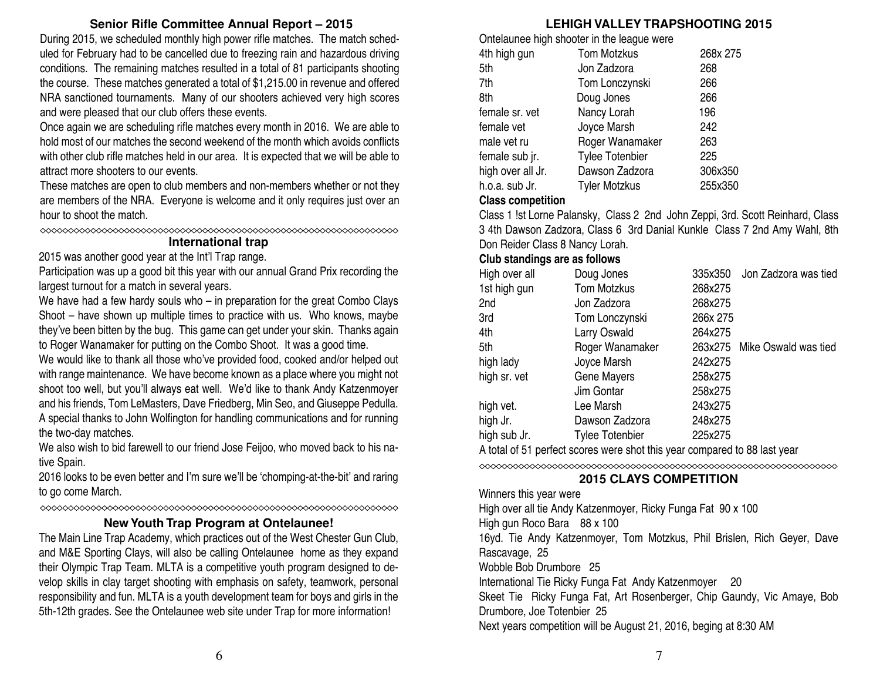## Senior Rifle Committee Annual Report – 2015

During 2015, we scheduled monthly high power rifle matches. The match scheduled for February had to be cancelled due to freezing rain and hazardous driving conditions. The remaining matches resulted in a total of 81 participants shooting the course. These matches generated a total of $1,215.00 in revenue and offered NRA sanctioned tournaments. Many of our shooters achieved very high scores and were pleased that our club offers these events.

Once again we are scheduling rifle matches every month in 2016. We are able to hold most of our matches the second weekend of the month which avoids conflicts with other club rifle matches held in our area. It is expected that we will be able to attract more shooters to our events.

These matches are open to club members and non-members whether or not they are members of the NRA. Everyone is welcome and it only requires just over an hour to shoot the match.

## International trap

2015 was another good year at the Int'l Trap range.

Participation was up a good bit this year with our annual Grand Prix recording the largest turnout for a match in several years.

We have had a few hardy souls who – in preparation for the great Combo Clays Shoot – have shown up multiple times to practice with us. Who knows, maybe they've been bitten by the bug. This game can get under your skin. Thanks again to Roger Wanamaker for putting on the Combo Shoot. It was a good time.

We would like to thank all those who've provided food, cooked and/or helped out with range maintenance. We have become known as a place where you might not shoot too well, but you'll always eat well. We'd like to thank Andy Katzenmoyer and his friends, Tom LeMasters, Dave Friedberg, Min Seo, and Giuseppe Pedulla. A special thanks to John Wolfington for handling communications and for running the two-day matches.

We also wish to bid farewell to our friend Jose Feijoo, who moved back to his native Spain.

2016 looks to be even better and I'm sure we'll be 'chomping-at-the-bit' and raring to go come March.

## New Youth Trap Program at Ontelaunee!

The Main Line Trap Academy, which practices out of the West Chester Gun Club, and M&E Sporting Clays, will also be calling Ontelaunee home as they expand their Olympic Trap Team. MLTA is a competitive youth program designed to develop skills in clay target shooting with emphasis on safety, teamwork, personal responsibility and fun. MLTA is a youth development team for boys and girls in the 5th-12th grades. See the Ontelaunee web site under Trap for more information!

## LEHIGH VALLEY TRAPSHOOTING 2015

Ontelaunee high shooter in the league were

| | | |
|---|---|---|
| 4th high gun | Tom Motzkus | 268x 275 |
| 5th | Jon Zadzora | 268 |
| 7th | Tom Lonczynski | 266 |
| 8th | Doug Jones | 266 |
| female sr. vet | Nancy Lorah | 196 |
| female vet | Joyce Marsh | 242 |
| male vet ru | Roger Wanamaker | 263 |
| female sub jr. | Tylee Totenbier | 225 |
| high over all Jr. | Dawson Zadzora | 306x350 |
| h.o.a. sub Jr. | Tyler Motzkus | 255x350 |

**Class competition**

Class 1 !st Lorne Palansky, Class 2 2nd John Zeppi, 3rd. Scott Reinhard, Class 3 4th Dawson Zadzora, Class 6 3rd Danial Kunkle Class 7 2nd Amy Wahl, 8th Don Reider Class 8 Nancy Lorah.

**Club standings are as follows**

| | | | |
|---|---|---|---|
| High over all | Doug Jones | 335x350 | Jon Zadzora was tied |
| 1st high gun | Tom Motzkus | 268x275 | |
| 2nd | Jon Zadzora | 268x275 | |
| 3rd | Tom Lonczynski | 266x 275 | |
| 4th | Larry Oswald | 264x275 | |
| 5th | Roger Wanamaker | 263x275 | Mike Oswald was tied |
| high lady | Joyce Marsh | 242x275 | |
| high sr. vet | Gene Mayers | 258x275 | |
| | Jim Gontar | 258x275 | |
| high vet. | Lee Marsh | 243x275 | |
| high Jr. | Dawson Zadzora | 248x275 | |
| high sub Jr. | Tylee Totenbier | 225x275 | |

A total of 51 perfect scores were shot this year compared to 88 last year

## 2015 CLAYS COMPETITION

Winners this year were

High over all tie Andy Katzenmoyer, Ricky Funga Fat 90 x 100

High gun Roco Bara 88 x 100

16yd. Tie Andy Katzenmoyer, Tom Motzkus, Phil Brislen, Rich Geyer, Dave Rascavage, 25

Wobble Bob Drumbore 25

International Tie Ricky Funga Fat Andy Katzenmoyer 20

Skeet Tie Ricky Funga Fat, Art Rosenberger, Chip Gaundy, Vic Amaye, Bob Drumbore, Joe Totenbier 25

Next years competition will be August 21, 2016, beging at 8:30 AM